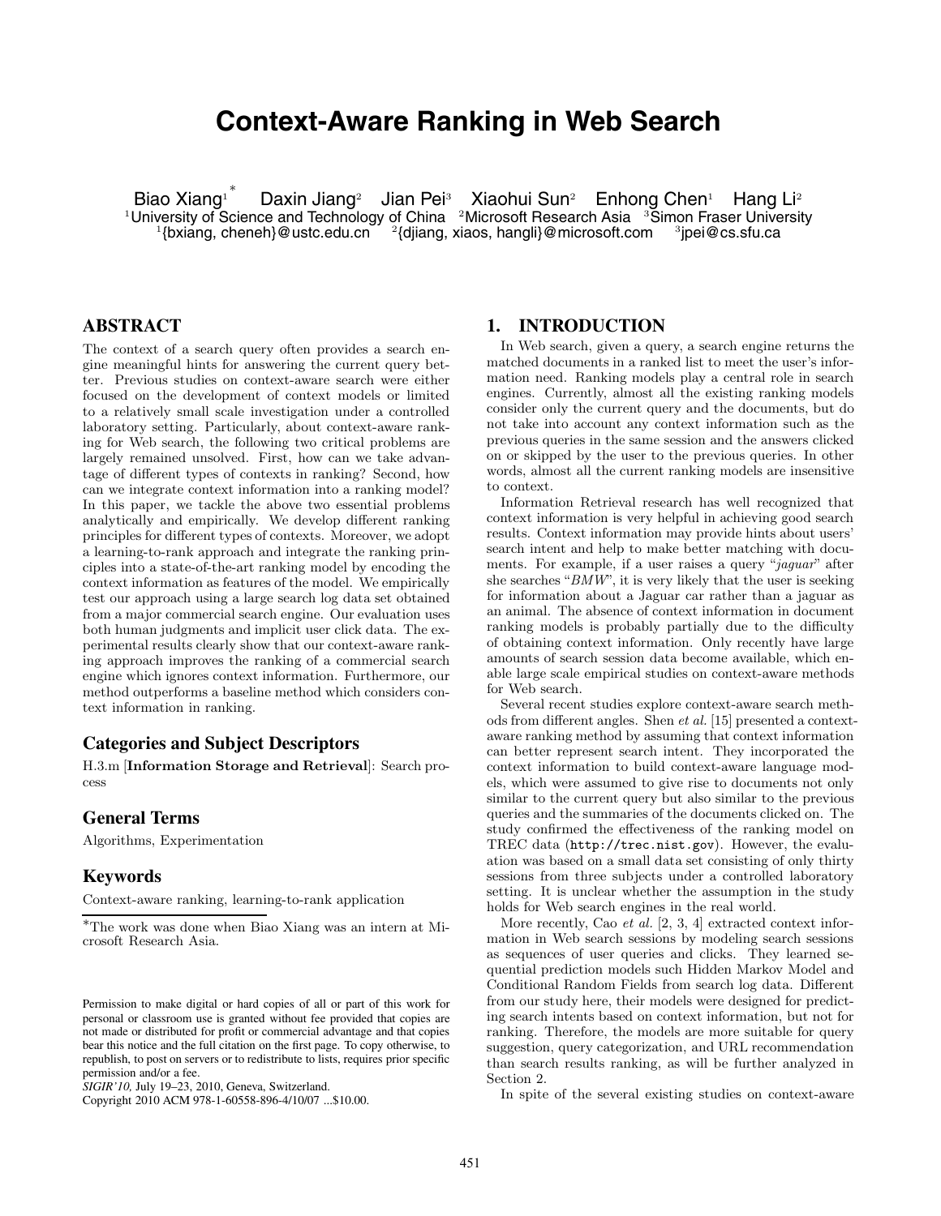# Context-Aware Ranking in Web Search

Biao Xiang[1]* Daxin Jiang[2] Jian Pei[3] Xiaohui Sun[2] Enhong Chen[1] Hang Li[2]

[1]University of Science and Technology of China [2]Microsoft Research Asia [3]Simon Fraser University

[1]{bxiang, cheneh}@ustc.edu.cn [2]{djiang, xiaos, hangli}@microsoft.com [3]jpei@cs.sfu.ca

## ABSTRACT

The context of a search query often provides a search engine meaningful hints for answering the current query better. Previous studies on context-aware search were either focused on the development of context models or limited to a relatively small scale investigation under a controlled laboratory setting. Particularly, about context-aware ranking for Web search, the following two critical problems are largely remained unsolved. First, how can we take advantage of different types of contexts in ranking? Second, how can we integrate context information into a ranking model? In this paper, we tackle the above two essential problems analytically and empirically. We develop different ranking principles for different types of contexts. Moreover, we adopt a learning-to-rank approach and integrate the ranking principles into a state-of-the-art ranking model by encoding the context information as features of the model. We empirically test our approach using a large search log data set obtained from a major commercial search engine. Our evaluation uses both human judgments and implicit user click data. The experimental results clearly show that our context-aware ranking approach improves the ranking of a commercial search engine which ignores context information. Furthermore, our method outperforms a baseline method which considers context information in ranking.

### Categories and Subject Descriptors

H.3.m [**Information Storage and Retrieval**]: Search process

### General Terms

Algorithms, Experimentation

### Keywords

Context-aware ranking, learning-to-rank application

*The work was done when Biao Xiang was an intern at Microsoft Research Asia.

Permission to make digital or hard copies of all or part of this work for personal or classroom use is granted without fee provided that copies are not made or distributed for profit or commercial advantage and that copies bear this notice and the full citation on the first page. To copy otherwise, to republish, to post on servers or to redistribute to lists, requires prior specific permission and/or a fee.

*SIGIR'10,* July 19–23, 2010, Geneva, Switzerland.

Copyright 2010 ACM 978-1-60558-896-4/10/07 ...$10.00.

## 1. INTRODUCTION

In Web search, given a query, a search engine returns the matched documents in a ranked list to meet the user's information need. Ranking models play a central role in search engines. Currently, almost all the existing ranking models consider only the current query and the documents, but do not take into account any context information such as the previous queries in the same session and the answers clicked on or skipped by the user to the previous queries. In other words, almost all the current ranking models are insensitive to context.

Information Retrieval research has well recognized that context information is very helpful in achieving good search results. Context information may provide hints about users' search intent and help to make better matching with documents. For example, if a user raises a query "*jaguar*" after she searches "*BMW*", it is very likely that the user is seeking for information about a Jaguar car rather than a jaguar as an animal. The absence of context information in document ranking models is probably partially due to the difficulty of obtaining context information. Only recently have large amounts of search session data become available, which enable large scale empirical studies on context-aware methods for Web search.

Several recent studies explore context-aware search methods from different angles. Shen *et al.* [15] presented a context-aware ranking method by assuming that context information can better represent search intent. They incorporated the context information to build context-aware language models, which were assumed to give rise to documents not only similar to the current query but also similar to the previous queries and the summaries of the documents clicked on. The study confirmed the effectiveness of the ranking model on TREC data (`http://trec.nist.gov`). However, the evaluation was based on a small data set consisting of only thirty sessions from three subjects under a controlled laboratory setting. It is unclear whether the assumption in the study holds for Web search engines in the real world.

More recently, Cao *et al.* [2, 3, 4] extracted context information in Web search sessions by modeling search sessions as sequences of user queries and clicks. They learned sequential prediction models such Hidden Markov Model and Conditional Random Fields from search log data. Different from our study here, their models were designed for predicting search intents based on context information, but not for ranking. Therefore, the models are more suitable for query suggestion, query categorization, and URL recommendation than search results ranking, as will be further analyzed in Section 2.

In spite of the several existing studies on context-aware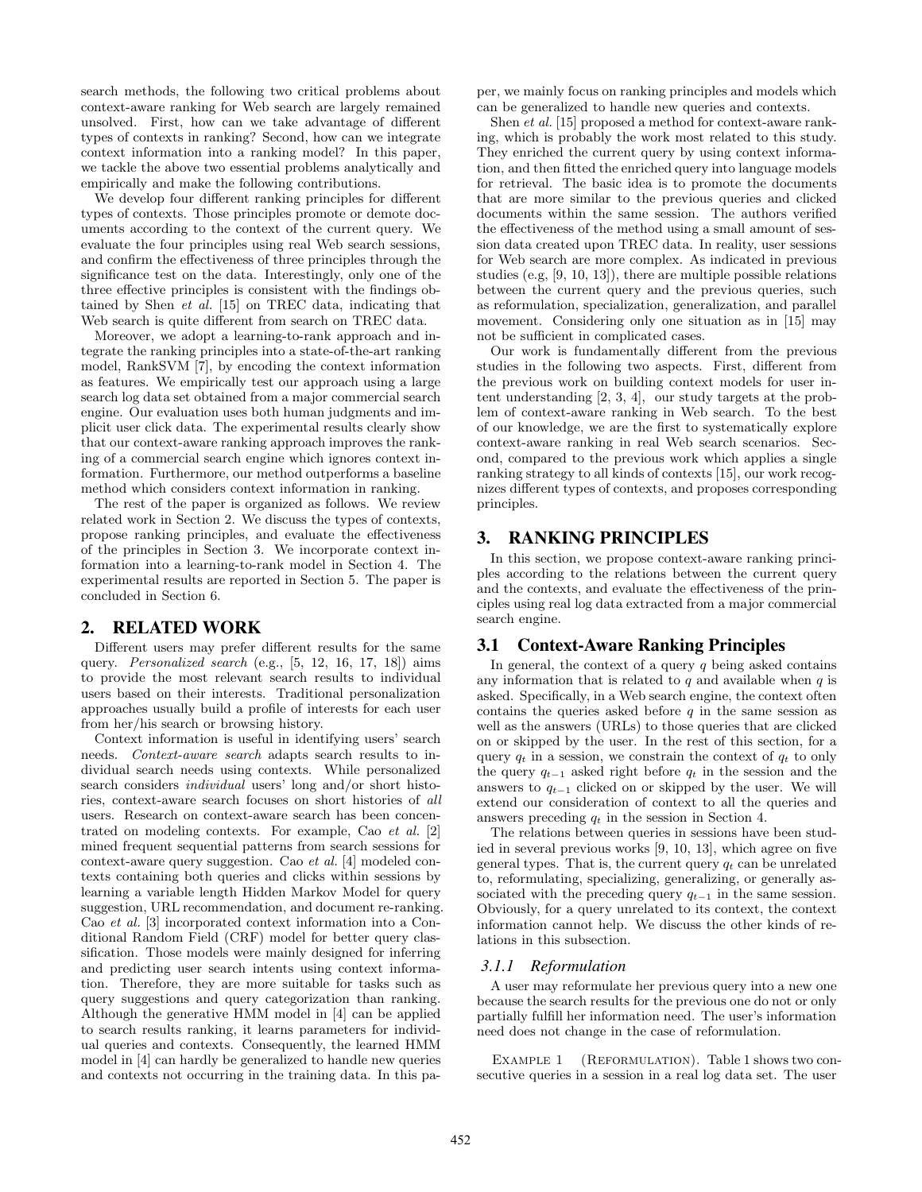search methods, the following two critical problems about context-aware ranking for Web search are largely remained unsolved. First, how can we take advantage of different types of contexts in ranking? Second, how can we integrate context information into a ranking model? In this paper, we tackle the above two essential problems analytically and empirically and make the following contributions.

We develop four different ranking principles for different types of contexts. Those principles promote or demote documents according to the context of the current query. We evaluate the four principles using real Web search sessions, and confirm the effectiveness of three principles through the significance test on the data. Interestingly, only one of the three effective principles is consistent with the findings obtained by Shen *et al.* [15] on TREC data, indicating that Web search is quite different from search on TREC data.

Moreover, we adopt a learning-to-rank approach and integrate the ranking principles into a state-of-the-art ranking model, RankSVM [7], by encoding the context information as features. We empirically test our approach using a large search log data set obtained from a major commercial search engine. Our evaluation uses both human judgments and implicit user click data. The experimental results clearly show that our context-aware ranking approach improves the ranking of a commercial search engine which ignores context information. Furthermore, our method outperforms a baseline method which considers context information in ranking.

The rest of the paper is organized as follows. We review related work in Section 2. We discuss the types of contexts, propose ranking principles, and evaluate the effectiveness of the principles in Section 3. We incorporate context information into a learning-to-rank model in Section 4. The experimental results are reported in Section 5. The paper is concluded in Section 6.

## 2. RELATED WORK

Different users may prefer different results for the same query. *Personalized search* (e.g., [5, 12, 16, 17, 18]) aims to provide the most relevant search results to individual users based on their interests. Traditional personalization approaches usually build a profile of interests for each user from her/his search or browsing history.

Context information is useful in identifying users' search needs. *Context-aware search* adapts search results to individual search needs using contexts. While personalized search considers *individual* users' long and/or short histories, context-aware search focuses on short histories of *all* users. Research on context-aware search has been concentrated on modeling contexts. For example, Cao *et al.* [2] mined frequent sequential patterns from search sessions for context-aware query suggestion. Cao *et al.* [4] modeled contexts containing both queries and clicks within sessions by learning a variable length Hidden Markov Model for query suggestion, URL recommendation, and document re-ranking. Cao *et al.* [3] incorporated context information into a Conditional Random Field (CRF) model for better query classification. Those models were mainly designed for inferring and predicting user search intents using context information. Therefore, they are more suitable for tasks such as query suggestions and query categorization than ranking. Although the generative HMM model in [4] can be applied to search results ranking, it learns parameters for individual queries and contexts. Consequently, the learned HMM model in [4] can hardly be generalized to handle new queries and contexts not occurring in the training data. In this paper, we mainly focus on ranking principles and models which can be generalized to handle new queries and contexts.

Shen *et al.* [15] proposed a method for context-aware ranking, which is probably the work most related to this study. They enriched the current query by using context information, and then fitted the enriched query into language models for retrieval. The basic idea is to promote the documents that are more similar to the previous queries and clicked documents within the same session. The authors verified the effectiveness of the method using a small amount of session data created upon TREC data. In reality, user sessions for Web search are more complex. As indicated in previous studies (e.g, [9, 10, 13]), there are multiple possible relations between the current query and the previous queries, such as reformulation, specialization, generalization, and parallel movement. Considering only one situation as in [15] may not be sufficient in complicated cases.

Our work is fundamentally different from the previous studies in the following two aspects. First, different from the previous work on building context models for user intent understanding [2, 3, 4], our study targets at the problem of context-aware ranking in Web search. To the best of our knowledge, we are the first to systematically explore context-aware ranking in real Web search scenarios. Second, compared to the previous work which applies a single ranking strategy to all kinds of contexts [15], our work recognizes different types of contexts, and proposes corresponding principles.

## 3. RANKING PRINCIPLES

In this section, we propose context-aware ranking principles according to the relations between the current query and the contexts, and evaluate the effectiveness of the principles using real log data extracted from a major commercial search engine.

### 3.1 Context-Aware Ranking Principles

In general, the context of a query $q$ being asked contains any information that is related to $q$ and available when $q$ is asked. Specifically, in a Web search engine, the context often contains the queries asked before $q$ in the same session as well as the answers (URLs) to those queries that are clicked on or skipped by the user. In the rest of this section, for a query $q_t$ in a session, we constrain the context of $q_t$ to only the query $q_{t-1}$ asked right before $q_t$ in the session and the answers to $q_{t-1}$ clicked on or skipped by the user. We will extend our consideration of context to all the queries and answers preceding $q_t$ in the session in Section 4.

The relations between queries in sessions have been studied in several previous works [9, 10, 13], which agree on five general types. That is, the current query $q_t$ can be unrelated to, reformulating, specializing, generalizing, or generally associated with the preceding query $q_{t-1}$ in the same session. Obviously, for a query unrelated to its context, the context information cannot help. We discuss the other kinds of relations in this subsection.

#### 3.1.1 Reformulation

A user may reformulate her previous query into a new one because the search results for the previous one do not or only partially fulfill her information need. The user's information need does not change in the case of reformulation.

EXAMPLE 1 (REFORMULATION). Table 1 shows two consecutive queries in a session in a real log data set. The user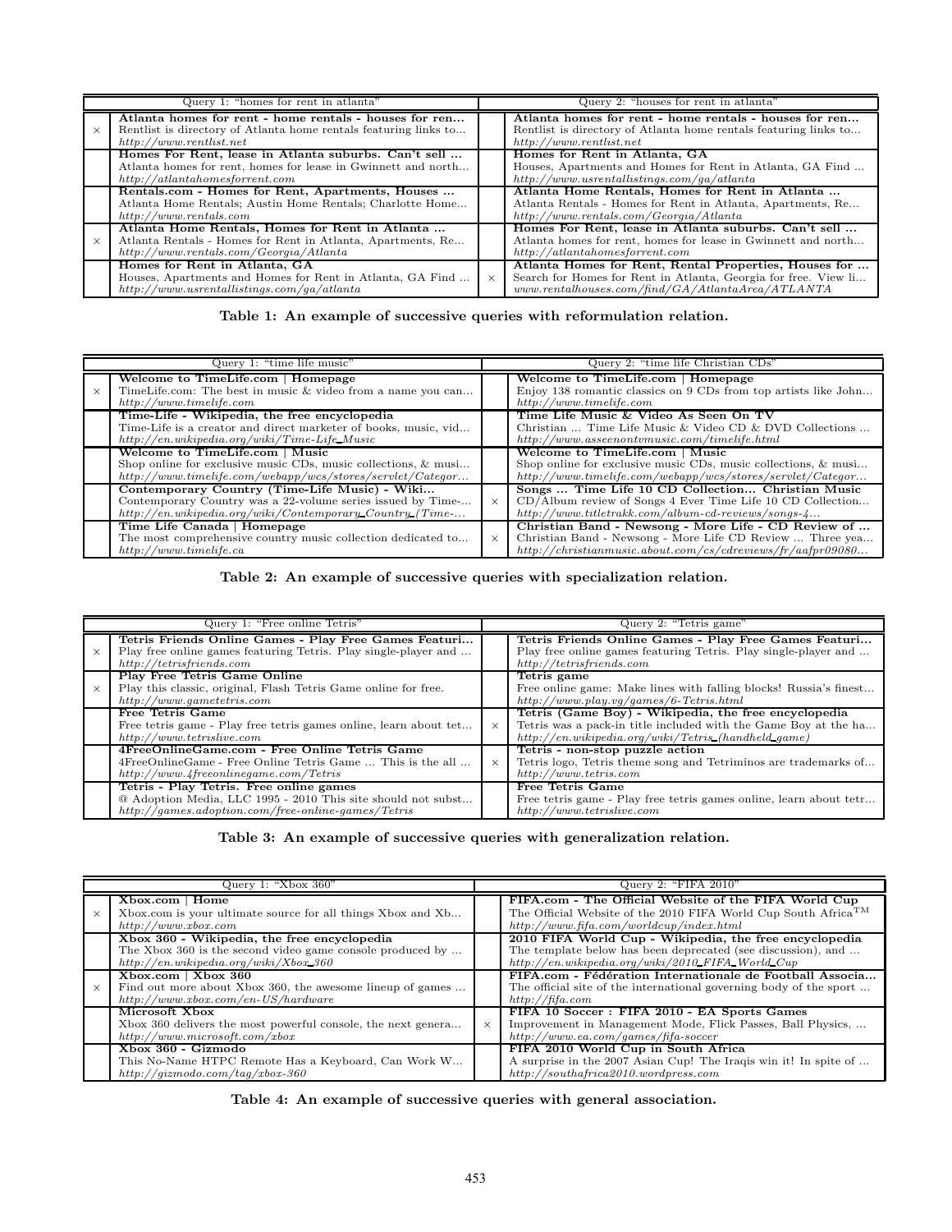| | Query 1: "homes for rent in atlanta" | | Query 2: "houses for rent in atlanta" |
|---|---|---|---|
| × | **Atlanta homes for rent - home rentals - houses for ren...** Rentlist is directory of Atlanta home rentals featuring links to... *http://www.rentlist.net* | | **Atlanta homes for rent - home rentals - houses for ren...** Rentlist is directory of Atlanta home rentals featuring links to... *http://www.rentlist.net* |
| | **Homes For Rent, lease in Atlanta suburbs. Can't sell ...** Atlanta homes for rent, homes for lease in Gwinnett and north... *http://atlantahomesforrent.com* | | **Homes for Rent in Atlanta, GA** Houses, Apartments and Homes for Rent in Atlanta, GA Find ... *http://www.usrentallistings.com/ga/atlanta* |
| | **Rentals.com - Homes for Rent, Apartments, Houses ...** Atlanta Home Rentals; Austin Home Rentals; Charlotte Home... *http://www.rentals.com* | | **Atlanta Home Rentals, Homes for Rent in Atlanta ...** Atlanta Rentals - Homes for Rent in Atlanta, Apartments, Re... *http://www.rentals.com/Georgia/Atlanta* |
| × | **Atlanta Home Rentals, Homes for Rent in Atlanta ...** Atlanta Rentals - Homes for Rent in Atlanta, Apartments, Re... *http://www.rentals.com/Georgia/Atlanta* | | **Homes For Rent, lease in Atlanta suburbs. Can't sell ...** Atlanta homes for rent, homes for lease in Gwinnett and north... *http://atlantahomesforrent.com* |
| | **Homes for Rent in Atlanta, GA** Houses, Apartments and Homes for Rent in Atlanta, GA Find ... *http://www.usrentallistings.com/ga/atlanta* | × | **Atlanta Homes for Rent, Rental Properties, Houses for ...** Search for Homes for Rent in Atlanta, Georgia for free. View li... *www.rentalhouses.com/find/GA/AtlantaArea/ATLANTA* |

**Table 1: An example of successive queries with reformulation relation.**

| | Query 1: "time life music" | | Query 2: "time life Christian CDs" |
|---|---|---|---|
| × | **Welcome to TimeLife.com \| Homepage** TimeLife.com: The best in music & video from a name you can... *http://www.timelife.com* | | **Welcome to TimeLife.com \| Homepage** Enjoy 138 romantic classics on 9 CDs from top artists like John... *http://www.timelife.com* |
| | **Time-Life - Wikipedia, the free encyclopedia** Time-Life is a creator and direct marketer of books, music, vid... *http://en.wikipedia.org/wiki/Time-Life_Music* | | **Time Life Music & Video As Seen On TV** Christian ... Time Life Music & Video CD & DVD Collections ... *http://www.asseenontvmusic.com/timelife.html* |
| | **Welcome to TimeLife.com \| Music** Shop online for exclusive music CDs, music collections, & musi... *http://www.timelife.com/webapp/wcs/stores/servlet/Categor...* | | **Welcome to TimeLife.com \| Music** Shop online for exclusive music CDs, music collections, & musi... *http://www.timelife.com/webapp/wcs/stores/servlet/Categor...* |
| | **Contemporary Country (Time-Life Music) - Wiki...** Contemporary Country was a 22-volume series issued by Time-... *http://en.wikipedia.org/wiki/Contemporary_Country_(Time-...* | × | **Songs ... Time Life 10 CD Collection... Christian Music** CD/Album review of Songs 4 Ever Time Life 10 CD Collection... *http://www.titletrakk.com/album-cd-reviews/songs-4...* |
| | **Time Life Canada \| Homepage** The most comprehensive country music collection dedicated to... *http://www.timelife.ca* | × | **Christian Band - Newsong - More Life - CD Review of ...** Christian Band - Newsong - More Life CD Review ... Three yea... *http://christianmusic.about.com/cs/cdreviews/fr/aafpr09080...* |

**Table 2: An example of successive queries with specialization relation.**

| | Query 1: "Free online Tetris" | | Query 2: "Tetris game" |
|---|---|---|---|
| × | **Tetris Friends Online Games - Play Free Games Featuri...** Play free online games featuring Tetris. Play single-player and ... *http://tetrisfriends.com* | | **Tetris Friends Online Games - Play Free Games Featuri...** Play free online games featuring Tetris. Play single-player and ... *http://tetrisfriends.com* |
| × | **Play Free Tetris Game Online** Play this classic, original, Flash Tetris Game online for free. *http://www.gametetris.com* | | **Tetris game** Free online game: Make lines with falling blocks! Russia's finest... *http://www.play.vg/games/6-Tetris.html* |
| | **Free Tetris Game** Free tetris game - Play free tetris games online, learn about tet... *http://www.tetrislive.com* | × | **Tetris (Game Boy) - Wikipedia, the free encyclopedia** Tetris was a pack-in title included with the Game Boy at the ha... *http://en.wikipedia.org/wiki/Tetris_(handheld_game)* |
| | **4FreeOnlineGame.com - Free Online Tetris Game** 4FreeOnlineGame - Free Online Tetris Game ... This is the all ... *http://www.4freeonlinegame.com/Tetris* | × | **Tetris - non-stop puzzle action** Tetris logo, Tetris theme song and Tetriminos are trademarks of... *http://www.tetris.com* |
| | **Tetris - Play Tetris. Free online games** @ Adoption Media, LLC 1995 - 2010 This site should not subst... *http://games.adoption.com/free-online-games/Tetris* | | **Free Tetris Game** Free tetris game - Play free tetris games online, learn about tetr... *http://www.tetrislive.com* |

**Table 3: An example of successive queries with generalization relation.**

| | Query 1: "Xbox 360" | | Query 2: "FIFA 2010" |
|---|---|---|---|
| × | **Xbox.com \| Home** Xbox.com is your ultimate source for all things Xbox and Xb... *http://www.xbox.com* | | **FIFA.com - The Official Website of the FIFA World Cup** The Official Website of the 2010 FIFA World Cup South Africa™ *http://www.fifa.com/worldcup/index.html* |
| | **Xbox 360 - Wikipedia, the free encyclopedia** The Xbox 360 is the second video game console produced by ... *http://en.wikipedia.org/wiki/Xbox_360* | | **2010 FIFA World Cup - Wikipedia, the free encyclopedia** The template below has been deprecated (see discussion), and ... *http://en.wikipedia.org/wiki/2010_FIFA_World_Cup* |
| × | **Xbox.com \| Xbox 360** Find out more about Xbox 360, the awesome lineup of games ... *http://www.xbox.com/en-US/hardware* | | **FIFA.com - Fédération Internationale de Football Associa...** The official site of the international governing body of the sport ... *http://fifa.com* |
| | **Microsoft Xbox** Xbox 360 delivers the most powerful console, the next genera... *http://www.microsoft.com/xbox* | × | **FIFA 10 Soccer : FIFA 2010 - EA Sports Games** Improvement in Management Mode, Flick Passes, Ball Physics, ... *http://www.ea.com/games/fifa-soccer* |
| | **Xbox 360 - Gizmodo** This No-Name HTPC Remote Has a Keyboard, Can Work W... *http://gizmodo.com/tag/xbox-360* | | **FIFA 2010 World Cup in South Africa** A surprise in the 2007 Asian Cup! The Iraqis win it! In spite of ... *http://southafrica2010.wordpress.com* |

**Table 4: An example of successive queries with general association.**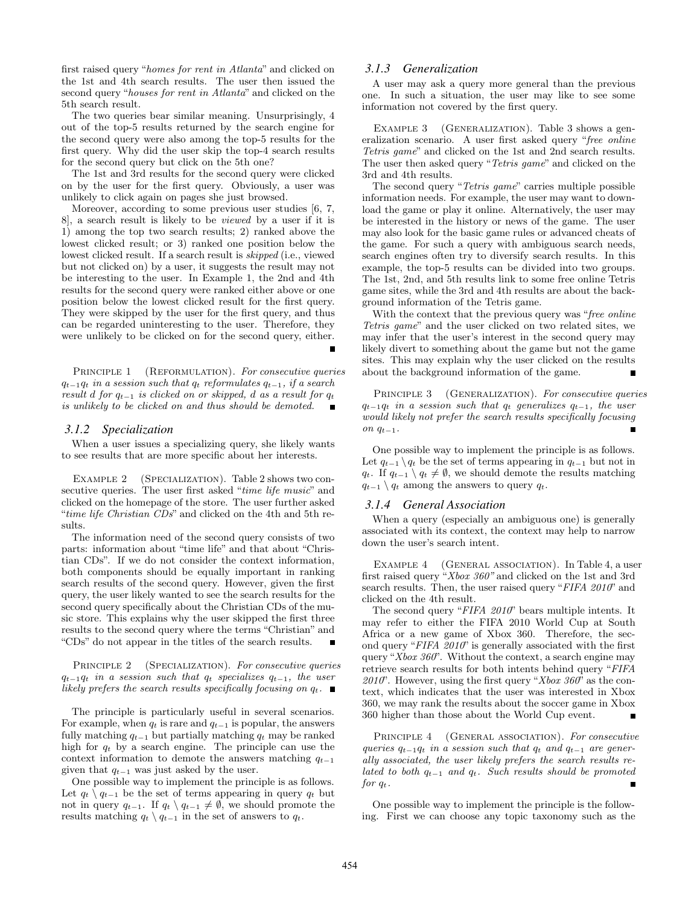first raised query "*homes for rent in Atlanta*" and clicked on the 1st and 4th search results. The user then issued the second query "*houses for rent in Atlanta*" and clicked on the 5th search result.

The two queries bear similar meaning. Unsurprisingly, 4 out of the top-5 results returned by the search engine for the second query were also among the top-5 results for the first query. Why did the user skip the top-4 search results for the second query but click on the 5th one?

The 1st and 3rd results for the second query were clicked on by the user for the first query. Obviously, a user was unlikely to click again on pages she just browsed.

Moreover, according to some previous user studies [6, 7, 8], a search result is likely to be *viewed* by a user if it is 1) among the top two search results; 2) ranked above the lowest clicked result; or 3) ranked one position below the lowest clicked result. If a search result is *skipped* (i.e., viewed but not clicked on) by a user, it suggests the result may not be interesting to the user. In Example 1, the 2nd and 4th results for the second query were ranked either above or one position below the lowest clicked result for the first query. They were skipped by the user for the first query, and thus can be regarded uninteresting to the user. Therefore, they were unlikely to be clicked on for the second query, either. ∎

PRINCIPLE 1 (REFORMULATION). *For consecutive queries $q_{t-1}q_t$ in a session such that $q_t$ reformulates $q_{t-1}$, if a search result $d$ for $q_{t-1}$ is clicked on or skipped, $d$ as a result for $q_t$ is unlikely to be clicked on and thus should be demoted.* ∎

### 3.1.2 Specialization

When a user issues a specializing query, she likely wants to see results that are more specific about her interests.

EXAMPLE 2 (SPECIALIZATION). Table 2 shows two consecutive queries. The user first asked "*time life music*" and clicked on the homepage of the store. The user further asked "*time life Christian CDs*" and clicked on the 4th and 5th results.

The information need of the second query consists of two parts: information about "time life" and that about "Christian CDs". If we do not consider the context information, both components should be equally important in ranking search results of the second query. However, given the first query, the user likely wanted to see the search results for the second query specifically about the Christian CDs of the music store. This explains why the user skipped the first three results to the second query where the terms "Christian" and "CDs" do not appear in the titles of the search results. ∎

PRINCIPLE 2 (SPECIALIZATION). *For consecutive queries $q_{t-1}q_t$ in a session such that $q_t$ specializes $q_{t-1}$, the user likely prefers the search results specifically focusing on $q_t$.* ∎

The principle is particularly useful in several scenarios. For example, when $q_t$ is rare and $q_{t-1}$ is popular, the answers fully matching $q_{t-1}$ but partially matching $q_t$ may be ranked high for $q_t$ by a search engine. The principle can use the context information to demote the answers matching $q_{t-1}$ given that $q_{t-1}$ was just asked by the user.

One possible way to implement the principle is as follows. Let $q_t \setminus q_{t-1}$ be the set of terms appearing in query $q_t$ but not in query $q_{t-1}$. If $q_t \setminus q_{t-1} \neq \emptyset$, we should promote the results matching $q_t \setminus q_{t-1}$ in the set of answers to $q_t$.

### 3.1.3 Generalization

A user may ask a query more general than the previous one. In such a situation, the user may like to see some information not covered by the first query.

EXAMPLE 3 (GENERALIZATION). Table 3 shows a generalization scenario. A user first asked query "*free online Tetris game*" and clicked on the 1st and 2nd search results. The user then asked query "*Tetris game*" and clicked on the 3rd and 4th results.

The second query "*Tetris game*" carries multiple possible information needs. For example, the user may want to download the game or play it online. Alternatively, the user may be interested in the history or news of the game. The user may also look for the basic game rules or advanced cheats of the game. For such a query with ambiguous search needs, search engines often try to diversify search results. In this example, the top-5 results can be divided into two groups. The 1st, 2nd, and 5th results link to some free online Tetris game sites, while the 3rd and 4th results are about the background information of the Tetris game.

With the context that the previous query was "*free online Tetris game*" and the user clicked on two related sites, we may infer that the user's interest in the second query may likely divert to something about the game but not the game sites. This may explain why the user clicked on the results about the background information of the game. ∎

PRINCIPLE 3 (GENERALIZATION). *For consecutive queries $q_{t-1}q_t$ in a session such that $q_t$ generalizes $q_{t-1}$, the user would likely not prefer the search results specifically focusing on $q_{t-1}$.* ∎

One possible way to implement the principle is as follows. Let $q_{t-1} \setminus q_t$ be the set of terms appearing in $q_{t-1}$ but not in $q_t$. If $q_{t-1} \setminus q_t \neq \emptyset$, we should demote the results matching $q_{t-1} \setminus q_t$ among the answers to query $q_t$.

### 3.1.4 General Association

When a query (especially an ambiguous one) is generally associated with its context, the context may help to narrow down the user's search intent.

EXAMPLE 4 (GENERAL ASSOCIATION). In Table 4, a user first raised query "*Xbox 360*" and clicked on the 1st and 3rd search results. Then, the user raised query "*FIFA 2010*" and clicked on the 4th result.

The second query "*FIFA 2010*" bears multiple intents. It may refer to either the FIFA 2010 World Cup at South Africa or a new game of Xbox 360. Therefore, the second query "*FIFA 2010*" is generally associated with the first query "*Xbox 360*". Without the context, a search engine may retrieve search results for both intents behind query "*FIFA 2010*". However, using the first query "*Xbox 360*" as the context, which indicates that the user was interested in Xbox 360, we may rank the results about the soccer game in Xbox 360 higher than those about the World Cup event. ∎

PRINCIPLE 4 (GENERAL ASSOCIATION). *For consecutive queries $q_{t-1}q_t$ in a session such that $q_t$ and $q_{t-1}$ are generally associated, the user likely prefers the search results related to both $q_{t-1}$ and $q_t$. Such results should be promoted for $q_t$.* ∎

One possible way to implement the principle is the following. First we can choose any topic taxonomy such as the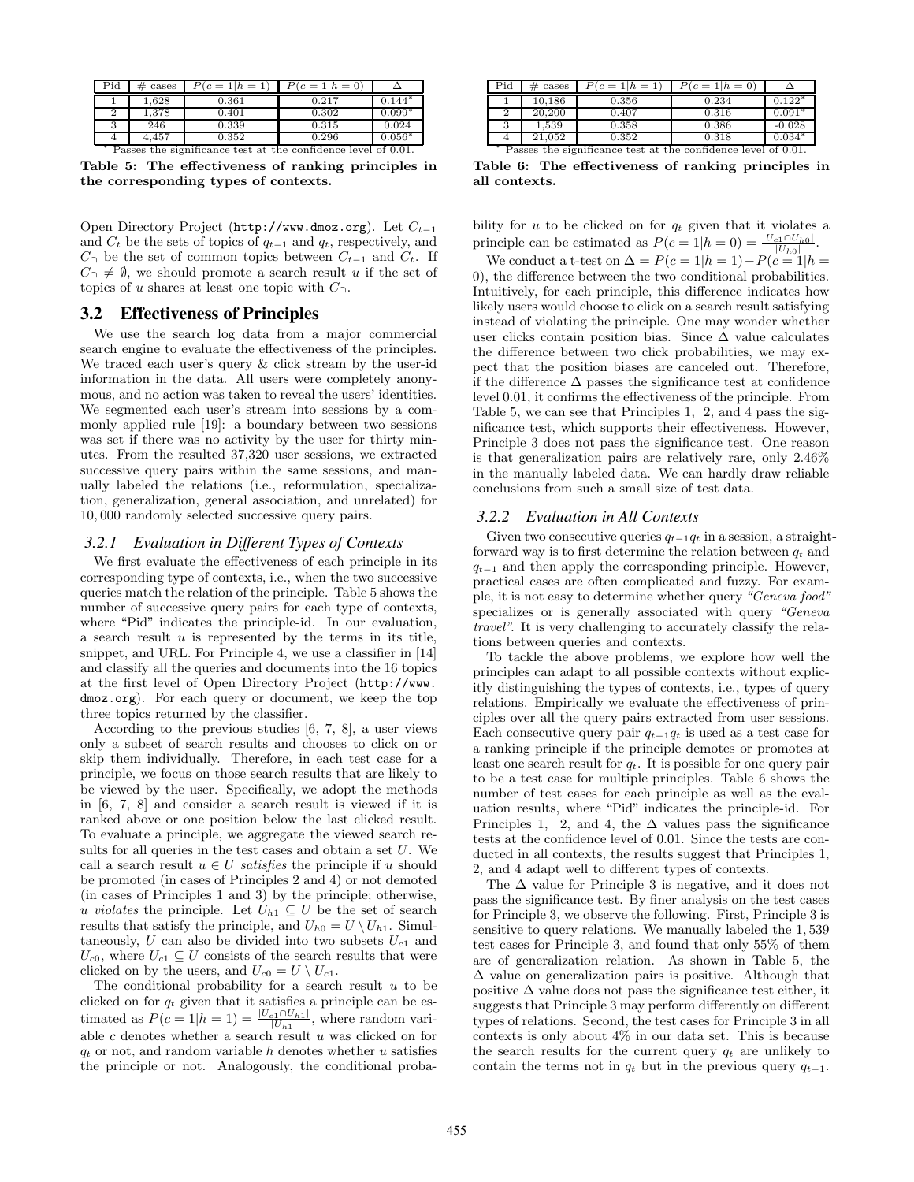| Pid | # cases | $P(c=1\|h=1)$ | $P(c=1\|h=0)$ | $\Delta$ |
|---|---|---|---|---|
| 1 | 1,628 | 0.361 | 0.217 | 0.144* |
| 2 | 1,378 | 0.401 | 0.302 | 0.099* |
| 3 | 246 | 0.339 | 0.315 | 0.024 |
| 4 | 4,457 | 0.352 | 0.296 | 0.056* |

\* Passes the significance test at the confidence level of 0.01.

**Table 5: The effectiveness of ranking principles in the corresponding types of contexts.**

| Pid | # cases | $P(c=1\|h=1)$ | $P(c=1\|h=0)$ | $\Delta$ |
|---|---|---|---|---|
| 1 | 10,186 | 0.356 | 0.234 | 0.122* |
| 2 | 20,200 | 0.407 | 0.316 | 0.091* |
| 3 | 1,539 | 0.358 | 0.386 | -0.028 |
| 4 | 21,052 | 0.352 | 0.318 | 0.034* |

\* Passes the significance test at the confidence level of 0.01.

**Table 6: The effectiveness of ranking principles in all contexts.**

Open Directory Project (http://www.dmoz.org). Let $C_{t-1}$ and $C_t$ be the sets of topics of $q_{t-1}$ and $q_t$, respectively, and $C_\cap$ be the set of common topics between $C_{t-1}$ and $C_t$. If $C_\cap \neq \emptyset$, we should promote a search result $u$ if the set of topics of $u$ shares at least one topic with $C_\cap$.

## 3.2 Effectiveness of Principles

We use the search log data from a major commercial search engine to evaluate the effectiveness of the principles. We traced each user's query & click stream by the user-id information in the data. All users were completely anonymous, and no action was taken to reveal the users' identities. We segmented each user's stream into sessions by a commonly applied rule [19]: a boundary between two sessions was set if there was no activity by the user for thirty minutes. From the resulted 37,320 user sessions, we extracted successive query pairs within the same sessions, and manually labeled the relations (i.e., reformulation, specialization, generalization, general association, and unrelated) for 10,000 randomly selected successive query pairs.

### 3.2.1 Evaluation in Different Types of Contexts

We first evaluate the effectiveness of each principle in its corresponding type of contexts, i.e., when the two successive queries match the relation of the principle. Table 5 shows the number of successive query pairs for each type of contexts, where "Pid" indicates the principle-id. In our evaluation, a search result $u$ is represented by the terms in its title, snippet, and URL. For Principle 4, we use a classifier in [14] and classify all the queries and documents into the 16 topics at the first level of Open Directory Project (http://www.dmoz.org). For each query or document, we keep the top three topics returned by the classifier.

According to the previous studies [6, 7, 8], a user views only a subset of search results and chooses to click on or skip them individually. Therefore, in each test case for a principle, we focus on those search results that are likely to be viewed by the user. Specifically, we adopt the methods in [6, 7, 8] and consider a search result is viewed if it is ranked above or one position below the last clicked result. To evaluate a principle, we aggregate the viewed search results for all queries in the test cases and obtain a set $U$. We call a search result $u \in U$ *satisfies* the principle if $u$ should be promoted (in cases of Principles 2 and 4) or not demoted (in cases of Principles 1 and 3) by the principle; otherwise, $u$ *violates* the principle. Let $U_{h1} \subseteq U$ be the set of search results that satisfy the principle, and $U_{h0} = U \setminus U_{h1}$. Simultaneously, $U$ can also be divided into two subsets $U_{c1}$ and $U_{c0}$, where $U_{c1} \subseteq U$ consists of the search results that were clicked on by the users, and $U_{c0} = U \setminus U_{c1}$.

The conditional probability for a search result $u$ to be clicked on for $q_t$ given that it satisfies a principle can be estimated as $P(c=1|h=1) = \frac{|U_{c1} \cap U_{h1}|}{|U_{h1}|}$, where random variable $c$ denotes whether a search result $u$ was clicked on for $q_t$ or not, and random variable $h$ denotes whether $u$ satisfies the principle or not. Analogously, the conditional probability for $u$ to be clicked on for $q_t$ given that it violates a principle can be estimated as $P(c=1|h=0) = \frac{|U_{c1} \cap U_{h0}|}{|U_{h0}|}$.

We conduct a t-test on $\Delta = P(c=1|h=1) - P(c=1|h=0)$, the difference between the two conditional probabilities. Intuitively, for each principle, this difference indicates how likely users would choose to click on a search result satisfying instead of violating the principle. One may wonder whether user clicks contain position bias. Since $\Delta$ value calculates the difference between two click probabilities, we may expect that the position biases are canceled out. Therefore, if the difference $\Delta$ passes the significance test at confidence level 0.01, it confirms the effectiveness of the principle. From Table 5, we can see that Principles 1, 2, and 4 pass the significance test, which supports their effectiveness. However, Principle 3 does not pass the significance test. One reason is that generalization pairs are relatively rare, only 2.46% in the manually labeled data. We can hardly draw reliable conclusions from such a small size of test data.

### 3.2.2 Evaluation in All Contexts

Given two consecutive queries $q_{t-1}q_t$ in a session, a straightforward way is to first determine the relation between $q_t$ and $q_{t-1}$ and then apply the corresponding principle. However, practical cases are often complicated and fuzzy. For example, it is not easy to determine whether query *"Geneva food"* specializes or is generally associated with query *"Geneva travel"*. It is very challenging to accurately classify the relations between queries and contexts.

To tackle the above problems, we explore how well the principles can adapt to all possible contexts without explicitly distinguishing the types of contexts, i.e., types of query relations. Empirically we evaluate the effectiveness of principles over all the query pairs extracted from user sessions. Each consecutive query pair $q_{t-1}q_t$ is used as a test case for a ranking principle if the principle demotes or promotes at least one search result for $q_t$. It is possible for one query pair to be a test case for multiple principles. Table 6 shows the number of test cases for each principle as well as the evaluation results, where "Pid" indicates the principle-id. For Principles 1, 2, and 4, the $\Delta$ values pass the significance tests at the confidence level of 0.01. Since the tests are conducted in all contexts, the results suggest that Principles 1, 2, and 4 adapt well to different types of contexts.

The $\Delta$ value for Principle 3 is negative, and it does not pass the significance test. By finer analysis on the test cases for Principle 3, we observe the following. First, Principle 3 is sensitive to query relations. We manually labeled the 1,539 test cases for Principle 3, and found that only 55% of them are of generalization relation. As shown in Table 5, the $\Delta$ value on generalization pairs is positive. Although that positive $\Delta$ value does not pass the significance test either, it suggests that Principle 3 may perform differently on different types of relations. Second, the test cases for Principle 3 in all contexts is only about 4% in our data set. This is because the search results for the current query $q_t$ are unlikely to contain the terms not in $q_t$ but in the previous query $q_{t-1}$.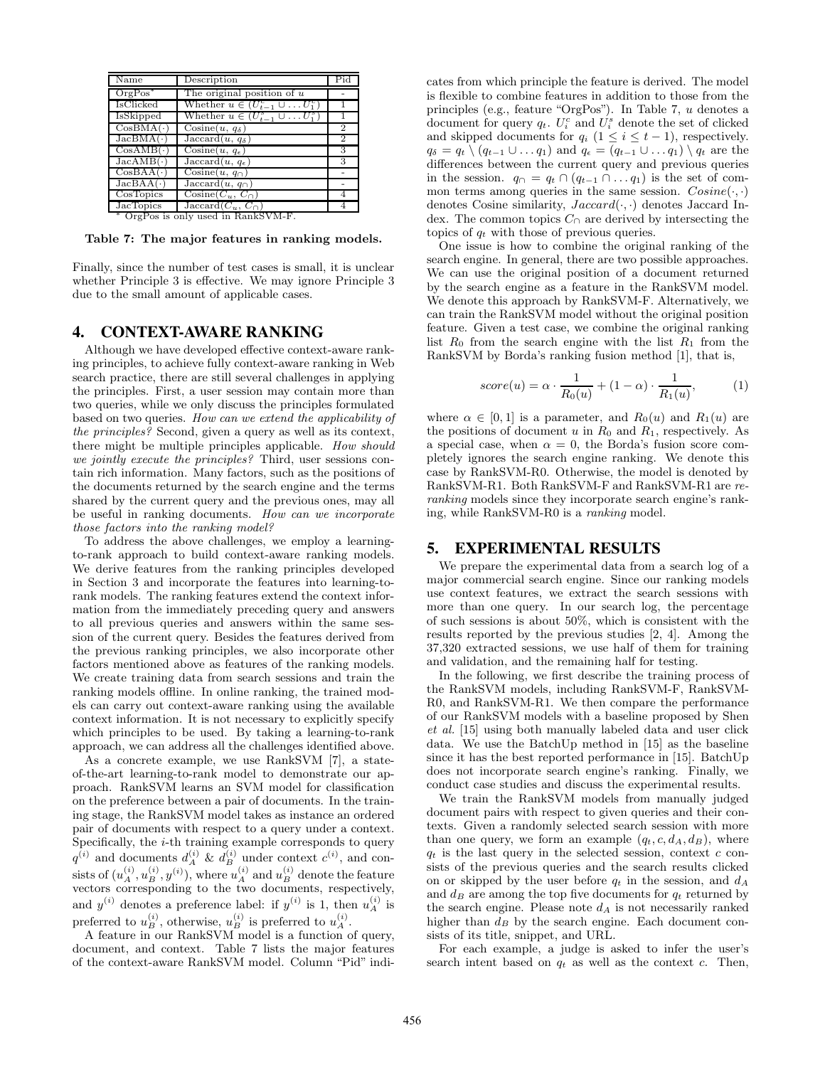| Name | Description | Pid |
|---|---|---|
| OrgPos* | The original position of $u$ | - |
| IsClicked | Whether $u \in (U_{t-1}^c \cup \ldots U_1^c)$ | 1 |
| IsSkipped | Whether $u \in (U_{t-1}^s \cup \ldots U_1^s)$ | 1 |
| CosBMA($\cdot$) | Cosine($u$, $q_\delta$) | 2 |
| JacBMA($\cdot$) | Jaccard($u$, $q_\delta$) | 2 |
| CosAMB($\cdot$) | Cosine($u$, $q_\epsilon$) | 3 |
| JacAMB($\cdot$) | Jaccard($u$, $q_\epsilon$) | 3 |
| CosBAA($\cdot$) | Cosine($u$, $q_\cap$) | - |
| JacBAA($\cdot$) | Jaccard($u$, $q_\cap$) | - |
| CosTopics | Cosine($C_u$, $C_\cap$) | 4 |
| JacTopics | Jaccard($C_u$, $C_\cap$) | 4 |

* OrgPos is only used in RankSVM-F.

**Table 7: The major features in ranking models.**

Finally, since the number of test cases is small, it is unclear whether Principle 3 is effective. We may ignore Principle 3 due to the small amount of applicable cases.

## 4. CONTEXT-AWARE RANKING

Although we have developed effective context-aware ranking principles, to achieve fully context-aware ranking in Web search practice, there are still several challenges in applying the principles. First, a user session may contain more than two queries, while we only discuss the principles formulated based on two queries. *How can we extend the applicability of the principles?* Second, given a query as well as its context, there might be multiple principles applicable. *How should we jointly execute the principles?* Third, user sessions contain rich information. Many factors, such as the positions of the documents returned by the search engine and the terms shared by the current query and the previous ones, may all be useful in ranking documents. *How can we incorporate those factors into the ranking model?*

To address the above challenges, we employ a learning-to-rank approach to build context-aware ranking models. We derive features from the ranking principles developed in Section 3 and incorporate the features into learning-to-rank models. The ranking features extend the context information from the immediately preceding query and answers to all previous queries and answers within the same session of the current query. Besides the features derived from the previous ranking principles, we also incorporate other factors mentioned above as features of the ranking models. We create training data from search sessions and train the ranking models offline. In online ranking, the trained models can carry out context-aware ranking using the available context information. It is not necessary to explicitly specify which principles to be used. By taking a learning-to-rank approach, we can address all the challenges identified above.

As a concrete example, we use RankSVM [7], a state-of-the-art learning-to-rank model to demonstrate our approach. RankSVM learns an SVM model for classification on the preference between a pair of documents. In the training stage, the RankSVM model takes as instance an ordered pair of documents with respect to a query under a context. Specifically, the $i$-th training example corresponds to query $q^{(i)}$ and documents $d_A^{(i)}$ & $d_B^{(i)}$ under context $c^{(i)}$, and consists of $(u_A^{(i)}, u_B^{(i)}, y^{(i)})$, where $u_A^{(i)}$ and $u_B^{(i)}$ denote the feature vectors corresponding to the two documents, respectively, and $y^{(i)}$ denotes a preference label: if $y^{(i)}$ is 1, then $u_A^{(i)}$ is preferred to $u_B^{(i)}$, otherwise, $u_B^{(i)}$ is preferred to $u_A^{(i)}$.

A feature in our RankSVM model is a function of query, document, and context. Table 7 lists the major features of the context-aware RankSVM model. Column "Pid" indicates from which principle the feature is derived. The model is flexible to combine features in addition to those from the principles (e.g., feature "OrgPos"). In Table 7, $u$ denotes a document for query $q_t$. $U_i^c$ and $U_i^s$ denote the set of clicked and skipped documents for $q_i$ ($1 \leq i \leq t-1$), respectively. $q_\delta = q_t \setminus (q_{t-1} \cup \ldots q_1)$ and $q_\epsilon = (q_{t-1} \cup \ldots q_1) \setminus q_t$ are the differences between the current query and previous queries in the session. $q_\cap = q_t \cap (q_{t-1} \cap \ldots q_1)$ is the set of common terms among queries in the same session. $Cosine(\cdot, \cdot)$ denotes Cosine similarity, $Jaccard(\cdot, \cdot)$ denotes Jaccard Index. The common topics $C_\cap$ are derived by intersecting the topics of $q_t$ with those of previous queries.

One issue is how to combine the original ranking of the search engine. In general, there are two possible approaches. We can use the original position of a document returned by the search engine as a feature in the RankSVM model. We denote this approach by RankSVM-F. Alternatively, we can train the RankSVM model without the original position feature. Given a test case, we combine the original ranking list $R_0$ from the search engine with the list $R_1$ from the RankSVM by Borda's ranking fusion method [1], that is,

$$score(u) = \alpha \cdot \frac{1}{R_0(u)} + (1 - \alpha) \cdot \frac{1}{R_1(u)}, \qquad (1)$$

where $\alpha \in [0, 1]$ is a parameter, and $R_0(u)$ and $R_1(u)$ are the positions of document $u$ in $R_0$ and $R_1$, respectively. As a special case, when $\alpha = 0$, the Borda's fusion score completely ignores the search engine ranking. We denote this case by RankSVM-R0. Otherwise, the model is denoted by RankSVM-R1. Both RankSVM-F and RankSVM-R1 are *re-ranking* models since they incorporate search engine's ranking, while RankSVM-R0 is a *ranking* model.

## 5. EXPERIMENTAL RESULTS

We prepare the experimental data from a search log of a major commercial search engine. Since our ranking models use context features, we extract the search sessions with more than one query. In our search log, the percentage of such sessions is about 50%, which is consistent with the results reported by the previous studies [2, 4]. Among the 37,320 extracted sessions, we use half of them for training and validation, and the remaining half for testing.

In the following, we first describe the training process of the RankSVM models, including RankSVM-F, RankSVM-R0, and RankSVM-R1. We then compare the performance of our RankSVM models with a baseline proposed by Shen *et al.* [15] using both manually labeled data and user click data. We use the BatchUp method in [15] as the baseline since it has the best reported performance in [15]. BatchUp does not incorporate search engine's ranking. Finally, we conduct case studies and discuss the experimental results.

We train the RankSVM models from manually judged document pairs with respect to given queries and their contexts. Given a randomly selected search session with more than one query, we form an example $(q_t, c, d_A, d_B)$, where $q_t$ is the last query in the selected session, context $c$ consists of the previous queries and the search results clicked on or skipped by the user before $q_t$ in the session, and $d_A$ and $d_B$ are among the top five documents for $q_t$ returned by the search engine. Please note $d_A$ is not necessarily ranked higher than $d_B$ by the search engine. Each document consists of its title, snippet, and URL.

For each example, a judge is asked to infer the user's search intent based on $q_t$ as well as the context $c$. Then,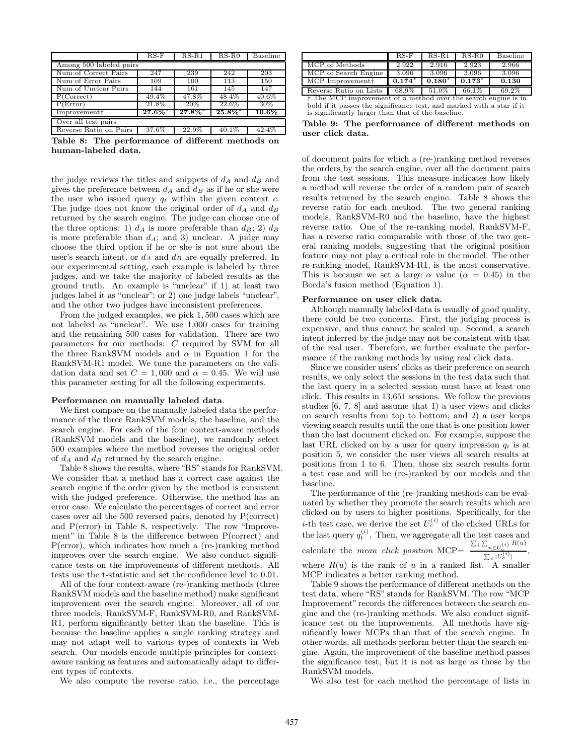| | RS-F | RS-R1 | RS-R0 | Baseline |
|---|---|---|---|---|
| Among 500 labeled pairs | | | | |
| Num of Correct Pairs | 247 | 239 | 242 | 203 |
| Num of Error Pairs | 109 | 100 | 113 | 150 |
| Num of Unclear Pairs | 144 | 161 | 145 | 147 |
| P(Correct) | 49.4% | 47.8% | 48.4% | 40.6% |
| P(Error) | 21.8% | 20% | 22.6% | 30% |
| Improvement† | **27.6%*** | **27.8%*** | **25.8%*** | **10.6%** |
| Over all test pairs | | | | |
| Reverse Ratio on Pairs | 37.6% | 22.9% | 40.1% | 42.4% |

**Table 8: The performance of different methods on human-labeled data.**

the judge reviews the titles and snippets of $d_A$ and $d_B$ and gives the preference between $d_A$ and $d_B$ as if he or she were the user who issued query $q_t$ within the given context $c$. The judge does not know the original order of $d_A$ and $d_B$ returned by the search engine. The judge can choose one of the three options: 1) $d_A$ is more preferable than $d_B$; 2) $d_B$ is more preferable than $d_A$; and 3) unclear. A judge may choose the third option if he or she is not sure about the user's search intent, or $d_A$ and $d_B$ are equally preferred. In our experimental setting, each example is labeled by three judges, and we take the majority of labeled results as the ground truth. An example is "unclear" if 1) at least two judges label it as "unclear"; or 2) one judge labels "unclear", and the other two judges have inconsistent preferences.

From the judged examples, we pick 1,500 cases which are not labeled as "unclear". We use 1,000 cases for training and the remaining 500 cases for validation. There are two parameters for our methods: $C$ required by SVM for all the three RankSVM models and $\alpha$ in Equation 1 for the RankSVM-R1 model. We tune the parameters on the validation data and set $C = 1,000$ and $\alpha = 0.45$. We will use this parameter setting for all the following experiments.

**Performance on manually labeled data**.

We first compare on the manually labeled data the performance of the three RankSVM models, the baseline, and the search engine. For each of the four context-aware methods (RankSVM models and the baseline), we randomly select 500 examples where the method reverses the original order of $d_A$ and $d_B$ returned by the search engine.

Table 8 shows the results, where "RS" stands for RankSVM. We consider that a method has a correct case against the search engine if the order given by the method is consistent with the judged preference. Otherwise, the method has an error case. We calculate the percentages of correct and error cases over all the 500 reversed pairs, denoted by P(correct) and P(error) in Table 8, respectively. The row "Improvement" in Table 8 is the difference between P(correct) and P(error), which indicates how much a (re-)ranking method improves over the search engine. We also conduct significance tests on the improvements of different methods. All tests use the t-statistic and set the confidence level to 0.01.

All of the four context-aware (re-)ranking methods (three RankSVM models and the baseline method) make significant improvement over the search engine. Moreover, all of our three models, RankSVM-F, RankSVM-R0, and RankSVM-R1, perform significantly better than the baseline. This is because the baseline applies a single ranking strategy and may not adapt well to various types of contexts in Web search. Our models encode multiple principles for context-aware ranking as features and automatically adapt to different types of contexts.

We also compute the reverse ratio, i.e., the percentage of document pairs for which a (re-)ranking method reverses the orders by the search engine, over all the document pairs from the test sessions. This measure indicates how likely a method will reverse the order of a random pair of search results returned by the search engine. Table 8 shows the reverse ratio for each method. The two general ranking models, RankSVM-R0 and the baseline, have the highest reverse ratio. One of the re-ranking model, RankSVM-F, has a reverse ratio comparable with those of the two general ranking models, suggesting that the original position feature may not play a critical role in the model. The other re-ranking model, RankSVM-R1, is the most conservative. This is because we set a large $\alpha$ value ($\alpha = 0.45$) in the Borda's fusion method (Equation 1).

| | RS-F | RS-R1 | RS-R0 | Baseline |
|---|---|---|---|---|
| MCP of Methods | 2.922 | 2.916 | 2.923 | 2.966 |
| MCP of Search Engine | 3.096 | 3.096 | 3.096 | 3.096 |
| MCP Improvement† | **0.174*** | **0.180*** | **0.173*** | **0.130** |
| Reverse Ratio on Lists | 68.9% | 51.0% | 66.1% | 69.2% |

† The MCP improvement of a method over the search engine is in bold if it passes the significance test, and marked with a star if it is significantly larger than that of the baseline.

**Table 9: The performance of different methods on user click data.**

**Performance on user click data.**

Although manually labeled data is usually of good quality, there could be two concerns. First, the judging process is expensive, and thus cannot be scaled up. Second, a search intent inferred by the judge may not be consistent with that of the real user. Therefore, we further evaluate the performance of the ranking methods by using real click data.

Since we consider users' clicks as their preference on search results, we only select the sessions in the test data such that the last query in a selected session must have at least one click. This results in 13,651 sessions. We follow the previous studies [6, 7, 8] and assume that 1) a user views and clicks on search results from top to bottom; and 2) a user keeps viewing search results until the one that is one position lower than the last document clicked on. For example, suppose the last URL clicked on by a user for query impression $q_t$ is at position 5, we consider the user views all search results at positions from 1 to 6. Then, those six search results form a test case and will be (re-)ranked by our models and the baseline.

The performance of the (re-)ranking methods can be evaluated by whether they promote the search results which are clicked on by users to higher positions. Specifically, for the $i$-th test case, we derive the set $U_c^{(i)}$ of the clicked URLs for the last query $q_t^{(i)}$. Then, we aggregate all the test cases and calculate the *mean click position* MCP$= \frac{\sum_i \sum_{u \in U_c^{(i)}} R(u)}{\sum_i |U_c^{(i)}|}$, where $R(u)$ is the rank of $u$ in a ranked list. A smaller MCP indicates a better ranking method.

Table 9 shows the performance of different methods on the test data, where "RS" stands for RankSVM. The row "MCP Improvement" records the differences between the search engine and the (re-)ranking methods. We also conduct significance test on the improvements. All methods have significantly lower MCPs than that of the search engine. In other words, all methods perform better than the search engine. Again, the improvement of the baseline method passes the significance test, but it is not as large as those by the RankSVM models.

We also test for each method the percentage of lists in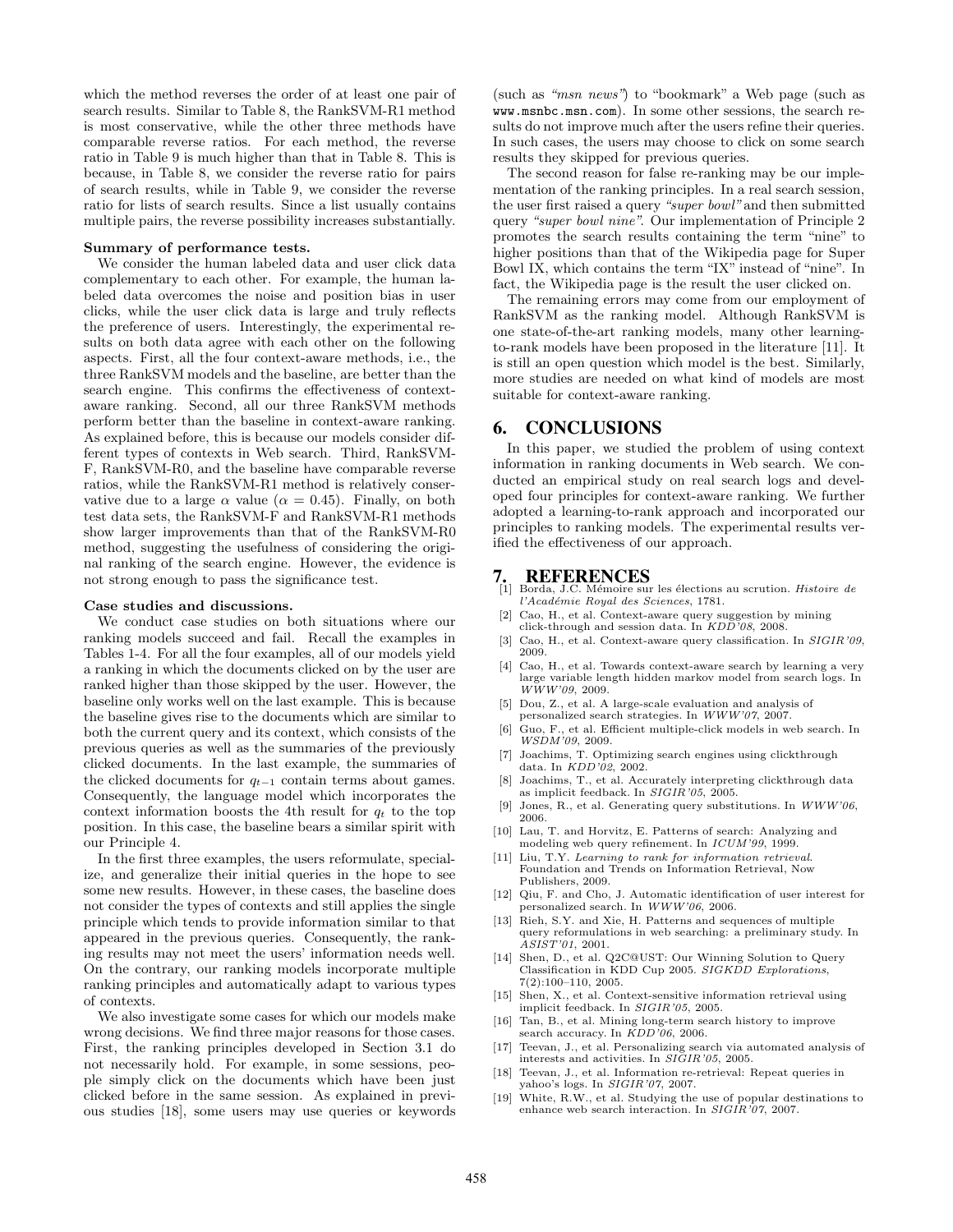which the method reverses the order of at least one pair of search results. Similar to Table 8, the RankSVM-R1 method is most conservative, while the other three methods have comparable reverse ratios. For each method, the reverse ratio in Table 9 is much higher than that in Table 8. This is because, in Table 8, we consider the reverse ratio for pairs of search results, while in Table 9, we consider the reverse ratio for lists of search results. Since a list usually contains multiple pairs, the reverse possibility increases substantially.

**Summary of performance tests.**

We consider the human labeled data and user click data complementary to each other. For example, the human labeled data overcomes the noise and position bias in user clicks, while the user click data is large and truly reflects the preference of users. Interestingly, the experimental results on both data agree with each other on the following aspects. First, all the four context-aware methods, i.e., the three RankSVM models and the baseline, are better than the search engine. This confirms the effectiveness of context-aware ranking. Second, all our three RankSVM methods perform better than the baseline in context-aware ranking. As explained before, this is because our models consider different types of contexts in Web search. Third, RankSVM-F, RankSVM-R0, and the baseline have comparable reverse ratios, while the RankSVM-R1 method is relatively conservative due to a large $\alpha$ value ($\alpha = 0.45$). Finally, on both test data sets, the RankSVM-F and RankSVM-R1 methods show larger improvements than that of the RankSVM-R0 method, suggesting the usefulness of considering the original ranking of the search engine. However, the evidence is not strong enough to pass the significance test.

**Case studies and discussions.**

We conduct case studies on both situations where our ranking models succeed and fail. Recall the examples in Tables 1-4. For all the four examples, all of our models yield a ranking in which the documents clicked on by the user are ranked higher than those skipped by the user. However, the baseline only works well on the last example. This is because the baseline gives rise to the documents which are similar to both the current query and its context, which consists of the previous queries as well as the summaries of the previously clicked documents. In the last example, the summaries of the clicked documents for $q_{t-1}$ contain terms about games. Consequently, the language model which incorporates the context information boosts the 4th result for $q_t$ to the top position. In this case, the baseline bears a similar spirit with our Principle 4.

In the first three examples, the users reformulate, specialize, and generalize their initial queries in the hope to see some new results. However, in these cases, the baseline does not consider the types of contexts and still applies the single principle which tends to provide information similar to that appeared in the previous queries. Consequently, the ranking results may not meet the users' information needs well. On the contrary, our ranking models incorporate multiple ranking principles and automatically adapt to various types of contexts.

We also investigate some cases for which our models make wrong decisions. We find three major reasons for those cases. First, the ranking principles developed in Section 3.1 do not necessarily hold. For example, in some sessions, people simply click on the documents which have been just clicked before in the same session. As explained in previous studies [18], some users may use queries or keywords (such as *"msn news"*) to "bookmark" a Web page (such as `www.msnbc.msn.com`). In some other sessions, the search results do not improve much after the users refine their queries. In such cases, the users may choose to click on some search results they skipped for previous queries.

The second reason for false re-ranking may be our implementation of the ranking principles. In a real search session, the user first raised a query *"super bowl"* and then submitted query *"super bowl nine"*. Our implementation of Principle 2 promotes the search results containing the term "nine" to higher positions than that of the Wikipedia page for Super Bowl IX, which contains the term "IX" instead of "nine". In fact, the Wikipedia page is the result the user clicked on.

The remaining errors may come from our employment of RankSVM as the ranking model. Although RankSVM is one state-of-the-art ranking models, many other learning-to-rank models have been proposed in the literature [11]. It is still an open question which model is the best. Similarly, more studies are needed on what kind of models are most suitable for context-aware ranking.

## 6. CONCLUSIONS

In this paper, we studied the problem of using context information in ranking documents in Web search. We conducted an empirical study on real search logs and developed four principles for context-aware ranking. We further adopted a learning-to-rank approach and incorporated our principles to ranking models. The experimental results verified the effectiveness of our approach.

## 7. REFERENCES

[1] Borda, J.C. Mémoire sur les élections au scrution. *Histoire de l'Académie Royal des Sciences*, 1781.

[2] Cao, H., et al. Context-aware query suggestion by mining click-through and session data. In *KDD'08*, 2008.

[3] Cao, H., et al. Context-aware query classification. In *SIGIR'09*, 2009.

[4] Cao, H., et al. Towards context-aware search by learning a very large variable length hidden markov model from search logs. In *WWW'09*, 2009.

[5] Dou, Z., et al. A large-scale evaluation and analysis of personalized search strategies. In *WWW'07*, 2007.

[6] Guo, F., et al. Efficient multiple-click models in web search. In *WSDM'09*, 2009.

[7] Joachims, T. Optimizing search engines using clickthrough data. In *KDD'02*, 2002.

[8] Joachims, T., et al. Accurately interpreting clickthrough data as implicit feedback. In *SIGIR'05*, 2005.

[9] Jones, R., et al. Generating query substitutions. In *WWW'06*, 2006.

[10] Lau, T. and Horvitz, E. Patterns of search: Analyzing and modeling web query refinement. In *ICUM'99*, 1999.

[11] Liu, T.Y. *Learning to rank for information retrieval*. Foundation and Trends on Information Retrieval, Now Publishers, 2009.

[12] Qiu, F. and Cho, J. Automatic identification of user interest for personalized search. In *WWW'06*, 2006.

[13] Rieh, S.Y. and Xie, H. Patterns and sequences of multiple query reformulations in web searching: a preliminary study. In *ASIST'01*, 2001.

[14] Shen, D., et al. Q2C@UST: Our Winning Solution to Query Classification in KDD Cup 2005. *SIGKDD Explorations*, 7(2):100–110, 2005.

[15] Shen, X., et al. Context-sensitive information retrieval using implicit feedback. In *SIGIR'05*, 2005.

[16] Tan, B., et al. Mining long-term search history to improve search accuracy. In *KDD'06*, 2006.

[17] Teevan, J., et al. Personalizing search via automated analysis of interests and activities. In *SIGIR'05*, 2005.

[18] Teevan, J., et al. Information re-retrieval: Repeat queries in yahoo's logs. In *SIGIR'07*, 2007.

[19] White, R.W., et al. Studying the use of popular destinations to enhance web search interaction. In *SIGIR'07*, 2007.